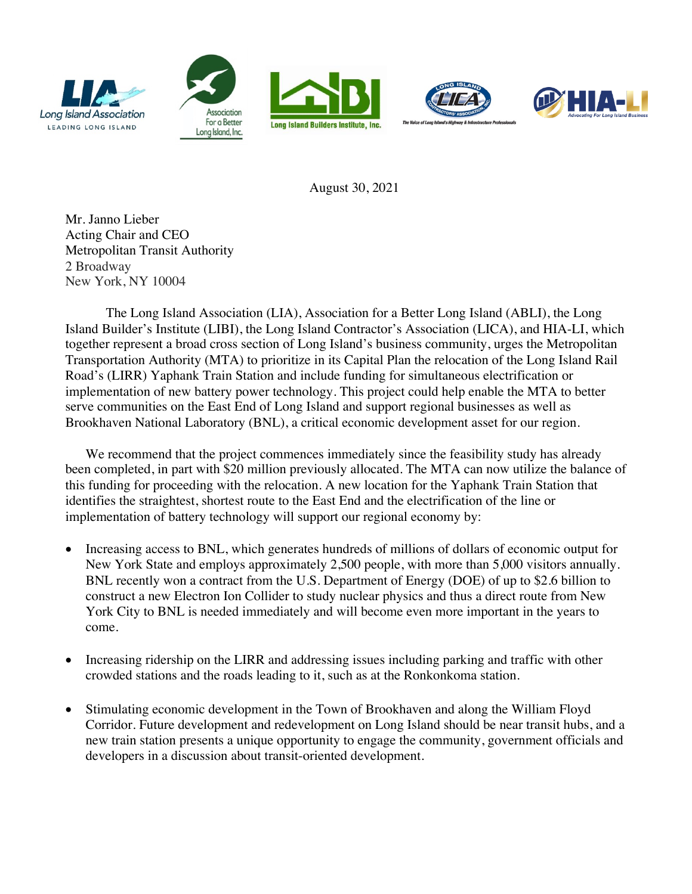August 30, 2021

Mr. Janno Lieber
Acting Chair and CEO
Metropolitan Transit Authority
2 Broadway
New York, NY 10004

The Long Island Association (LIA), Association for a Better Long Island (ABLI), the Long Island Builder's Institute (LIBI), the Long Island Contractor's Association (LICA), and HIA-LI, which together represent a broad cross section of Long Island's business community, urges the Metropolitan Transportation Authority (MTA) to prioritize in its Capital Plan the relocation of the Long Island Rail Road's (LIRR) Yaphank Train Station and include funding for simultaneous electrification or implementation of new battery power technology. This project could help enable the MTA to better serve communities on the East End of Long Island and support regional businesses as well as Brookhaven National Laboratory (BNL), a critical economic development asset for our region.

We recommend that the project commences immediately since the feasibility study has already been completed, in part with $20 million previously allocated. The MTA can now utilize the balance of this funding for proceeding with the relocation. A new location for the Yaphank Train Station that identifies the straightest, shortest route to the East End and the electrification of the line or implementation of battery technology will support our regional economy by:

- Increasing access to BNL, which generates hundreds of millions of dollars of economic output for New York State and employs approximately 2,500 people, with more than 5,000 visitors annually. BNL recently won a contract from the U.S. Department of Energy (DOE) of up to $2.6 billion to construct a new Electron Ion Collider to study nuclear physics and thus a direct route from New York City to BNL is needed immediately and will become even more important in the years to come.

- Increasing ridership on the LIRR and addressing issues including parking and traffic with other crowded stations and the roads leading to it, such as at the Ronkonkoma station.

- Stimulating economic development in the Town of Brookhaven and along the William Floyd Corridor. Future development and redevelopment on Long Island should be near transit hubs, and a new train station presents a unique opportunity to engage the community, government officials and developers in a discussion about transit-oriented development.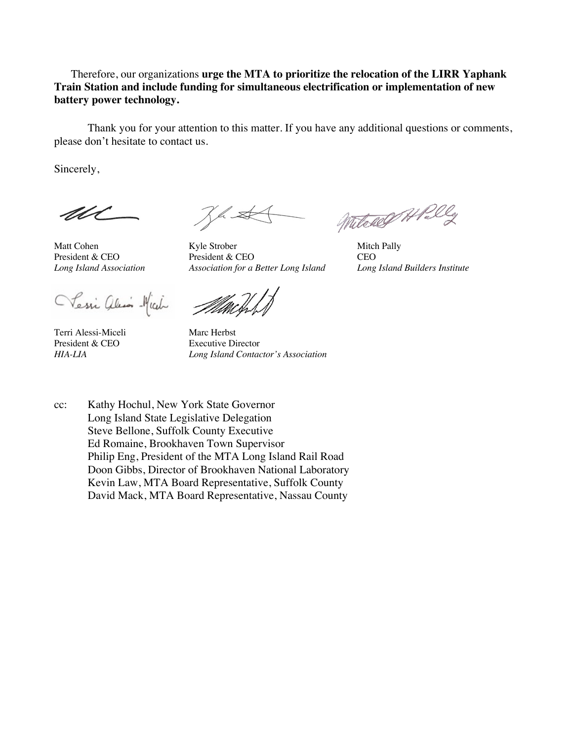Therefore, our organizations **urge the MTA to prioritize the relocation of the LIRR Yaphank Train Station and include funding for simultaneous electrification or implementation of new battery power technology.**

Thank you for your attention to this matter. If you have any additional questions or comments, please don't hesitate to contact us.

Sincerely,

Matt Cohen
President & CEO
*Long Island Association*

Kyle Strober
President & CEO
*Association for a Better Long Island*

Mitch Pally
CEO
*Long Island Builders Institute*

Terri Alessi-Miceli
President & CEO
*HIA-LIA*

Marc Herbst
Executive Director
*Long Island Contactor's Association*

cc: Kathy Hochul, New York State Governor
Long Island State Legislative Delegation
Steve Bellone, Suffolk County Executive
Ed Romaine, Brookhaven Town Supervisor
Philip Eng, President of the MTA Long Island Rail Road
Doon Gibbs, Director of Brookhaven National Laboratory
Kevin Law, MTA Board Representative, Suffolk County
David Mack, MTA Board Representative, Nassau County